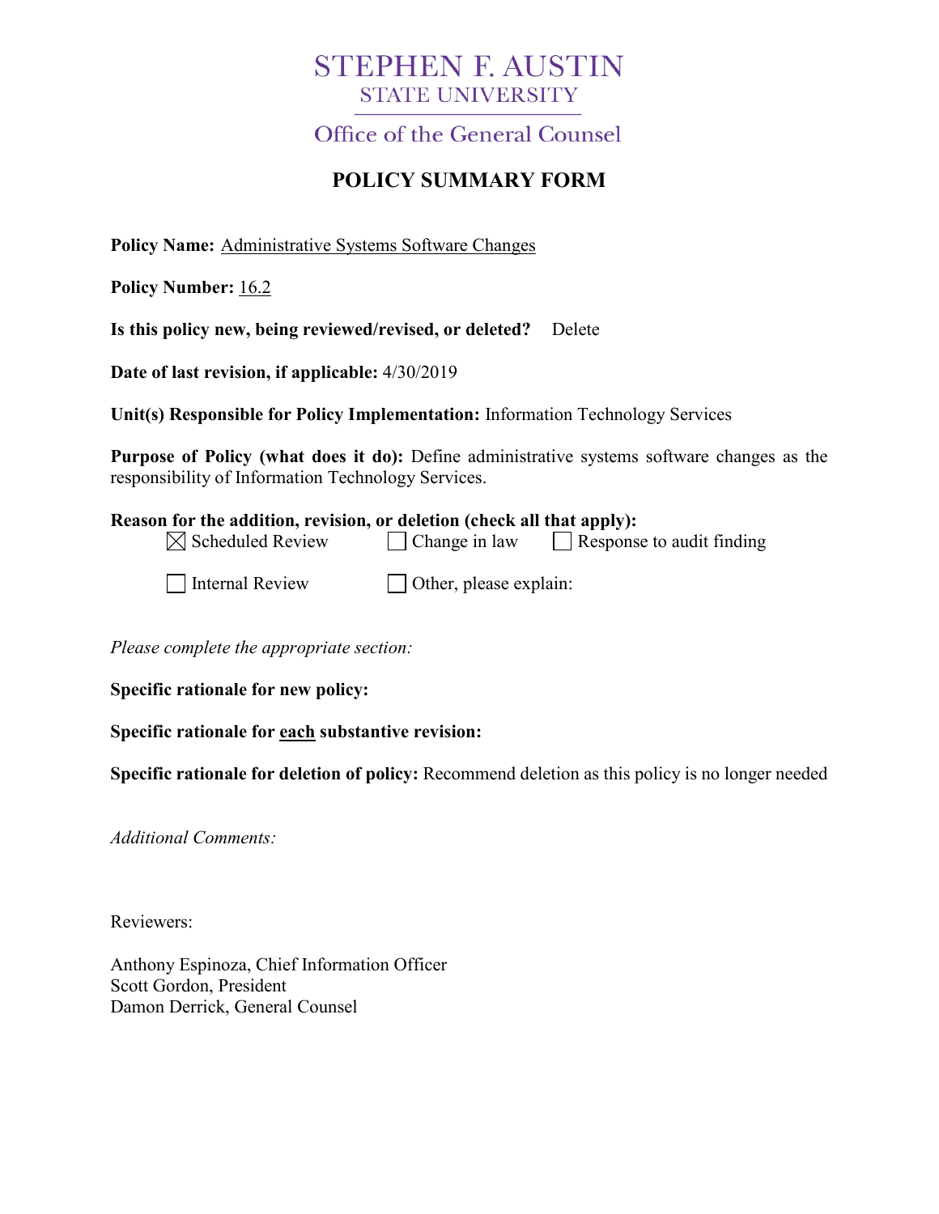# STEPHEN F. AUSTIN
## STATE UNIVERSITY
### Office of the General Counsel

## POLICY SUMMARY FORM

**Policy Name:** Administrative Systems Software Changes

**Policy Number:** 16.2

**Is this policy new, being reviewed/revised, or deleted?** Delete

**Date of last revision, if applicable:** 4/30/2019

**Unit(s) Responsible for Policy Implementation:** Information Technology Services

**Purpose of Policy (what does it do):** Define administrative systems software changes as the responsibility of Information Technology Services.

**Reason for the addition, revision, or deletion (check all that apply):**

- [x] Scheduled Review
- [ ] Change in law
- [ ] Response to audit finding
- [ ] Internal Review
- [ ] Other, please explain:

*Please complete the appropriate section:*

**Specific rationale for new policy:**

**Specific rationale for each substantive revision:**

**Specific rationale for deletion of policy:** Recommend deletion as this policy is no longer needed

*Additional Comments:*

Reviewers:

Anthony Espinoza, Chief Information Officer
Scott Gordon, President
Damon Derrick, General Counsel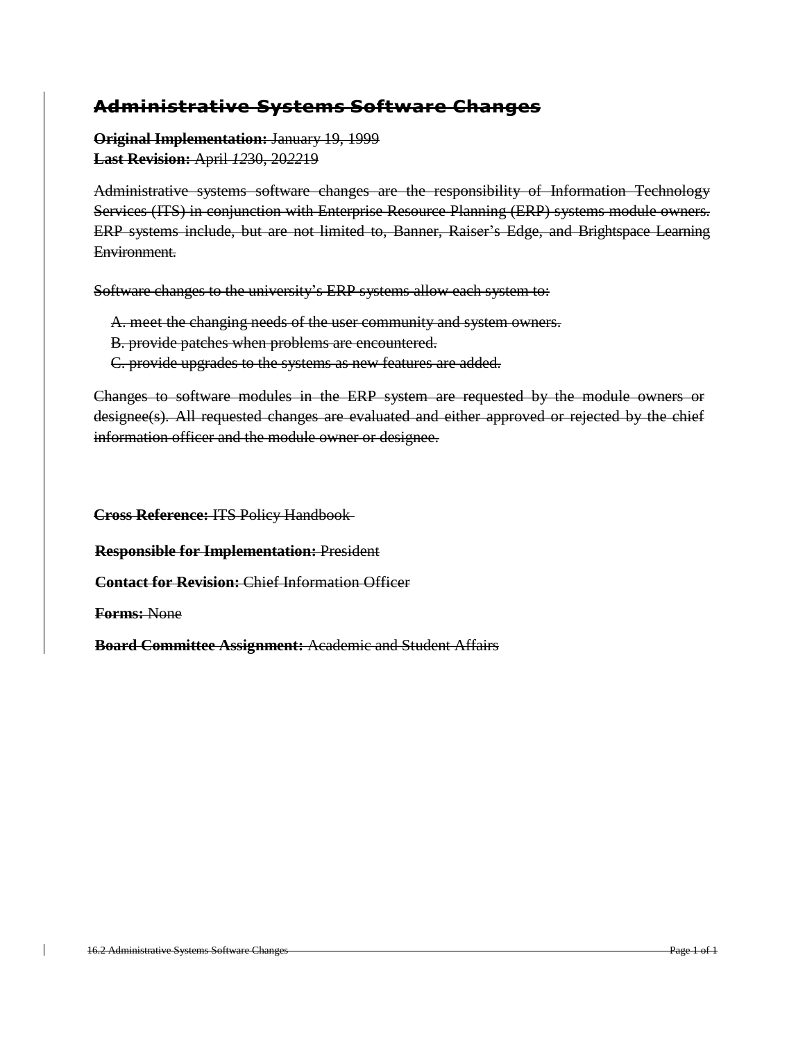# ~~Administrative Systems Software Changes~~

~~**Original Implementation:** January 19, 1999~~
~~**Last Revision:** April *12*30, 20*22*19~~

~~Administrative systems software changes are the responsibility of Information Technology Services (ITS) in conjunction with Enterprise Resource Planning (ERP) systems module owners. ERP systems include, but are not limited to, Banner, Raiser's Edge, and Brightspace Learning Environment.~~

~~Software changes to the university's ERP systems allow each system to:~~

~~A. meet the changing needs of the user community and system owners.~~
~~B. provide patches when problems are encountered.~~
~~C. provide upgrades to the systems as new features are added.~~

~~Changes to software modules in the ERP system are requested by the module owners or designee(s). All requested changes are evaluated and either approved or rejected by the chief information officer and the module owner or designee.~~

~~**Cross Reference:** ITS Policy Handbook~~

~~**Responsible for Implementation:** President~~

~~**Contact for Revision:** Chief Information Officer~~

~~**Forms:** None~~

~~**Board Committee Assignment:** Academic and Student Affairs~~